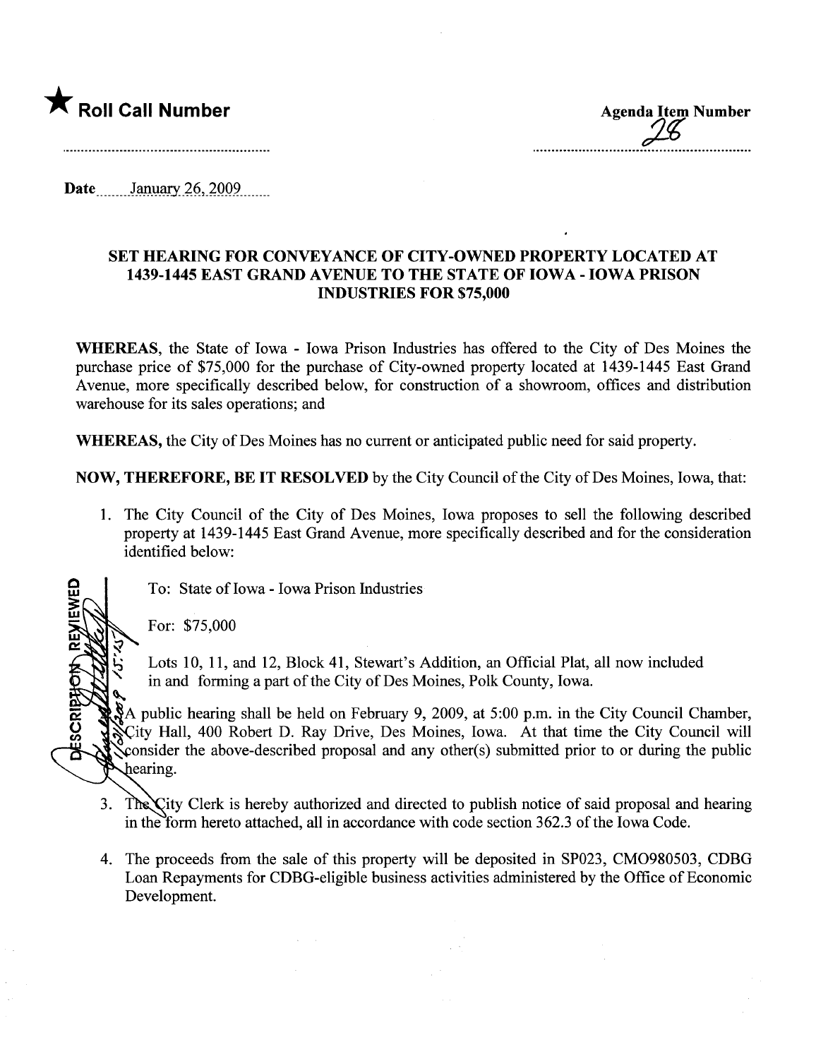★ **Roll Call Number**

**Agenda Item Number**
28

Date January 26, 2009

### SET HEARING FOR CONVEYANCE OF CITY-OWNED PROPERTY LOCATED AT 1439-1445 EAST GRAND AVENUE TO THE STATE OF IOWA - IOWA PRISON INDUSTRIES FOR $75,000

**WHEREAS**, the State of Iowa - Iowa Prison Industries has offered to the City of Des Moines the purchase price of $75,000 for the purchase of City-owned property located at 1439-1445 East Grand Avenue, more specifically described below, for construction of a showroom, offices and distribution warehouse for its sales operations; and

**WHEREAS,** the City of Des Moines has no current or anticipated public need for said property.

**NOW, THEREFORE, BE IT RESOLVED** by the City Council of the City of Des Moines, Iowa, that:

1. The City Council of the City of Des Moines, Iowa proposes to sell the following described property at 1439-1445 East Grand Avenue, more specifically described and for the consideration identified below:

   To: State of Iowa - Iowa Prison Industries

   For: $75,000

   Lots 10, 11, and 12, Block 41, Stewart's Addition, an Official Plat, all now included in and forming a part of the City of Des Moines, Polk County, Iowa.

2. A public hearing shall be held on February 9, 2009, at 5:00 p.m. in the City Council Chamber, City Hall, 400 Robert D. Ray Drive, Des Moines, Iowa. At that time the City Council will consider the above-described proposal and any other(s) submitted prior to or during the public hearing.

3. The City Clerk is hereby authorized and directed to publish notice of said proposal and hearing in the form hereto attached, all in accordance with code section 362.3 of the Iowa Code.

4. The proceeds from the sale of this property will be deposited in SP023, CMO980503, CDBG Loan Repayments for CDBG-eligible business activities administered by the Office of Economic Development.

DESCRIPTION REVIEWED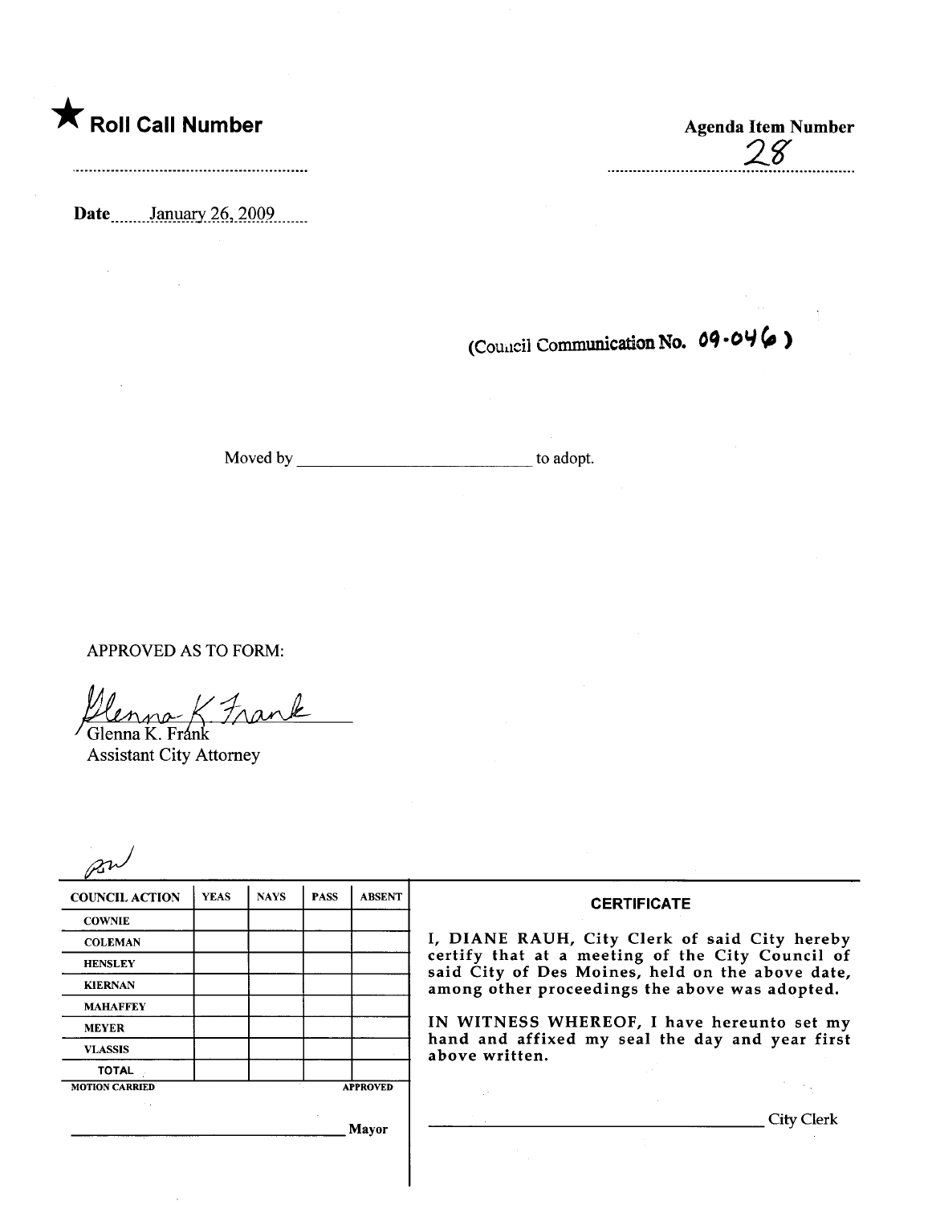★ **Roll Call Number**

..........................................................

**Agenda Item Number**

28

Date January 26, 2009

(Council Communication No. 09-046)

Moved by ____________________________ to adopt.

APPROVED AS TO FORM:

Glenna K. Frank
Glenna K. Frank
Assistant City Attorney

| COUNCIL ACTION | YEAS | NAYS | PASS | ABSENT |
|---|---|---|---|---|
| COWNIE | | | | |
| COLEMAN | | | | |
| HENSLEY | | | | |
| KIERNAN | | | | |
| MAHAFFEY | | | | |
| MEYER | | | | |
| VLASSIS | | | | |
| TOTAL | | | | |
| MOTION CARRIED | | | | APPROVED |

______________________________ Mayor

**CERTIFICATE**

I, DIANE RAUH, City Clerk of said City hereby certify that at a meeting of the City Council of said City of Des Moines, held on the above date, among other proceedings the above was adopted.

IN WITNESS WHEREOF, I have hereunto set my hand and affixed my seal the day and year first above written.

______________________________ City Clerk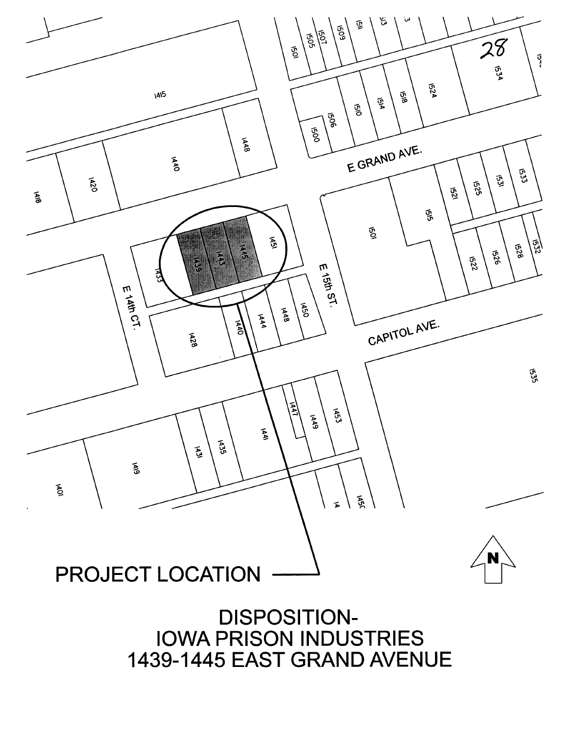28

1415

1501

1505

1507

1509

1511

1513

1500

1506

1510

1514

1518

1524

1534

1418

1420

1440

1448

E GRAND AVE.

1521

1525

1531

1533

1515

1501

1522

1526

1528

1532

1433

1439

1443

1445

1451

E 14th CT.

E 15th ST.

1428

1440

1444

1448

1450

CAPITOL AVE.

1535

1447

1449

1453

1441

1431

1435

1419

1401

PROJECT LOCATION

N

DISPOSITION-
IOWA PRISON INDUSTRIES
1439-1445 EAST GRAND AVENUE